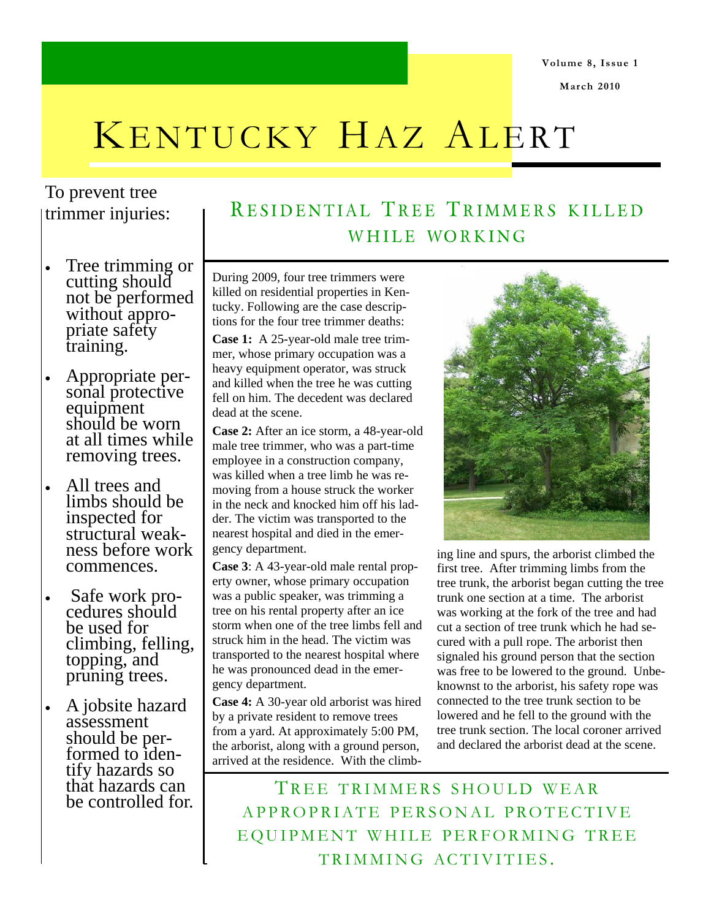# KENTUCKY HAZ ALERT

Volume 8, Issue 1

March 2010

To prevent tree trimmer injuries:

- Tree trimming or cutting should not be performed without appropriate safety training.
- Appropriate personal protective equipment should be worn at all times while removing trees.
- All trees and limbs should be inspected for structural weakness before work commences.
- Safe work procedures should be used for climbing, felling, topping, and pruning trees.
- A jobsite hazard assessment should be performed to identify hazards so that hazards can be controlled for.

## RESIDENTIAL TREE TRIMMERS KILLED WHILE WORKING

During 2009, four tree trimmers were killed on residential properties in Kentucky. Following are the case descriptions for the four tree trimmer deaths:

**Case 1:** A 25-year-old male tree trimmer, whose primary occupation was a heavy equipment operator, was struck and killed when the tree he was cutting fell on him. The decedent was declared dead at the scene.

**Case 2:** After an ice storm, a 48-year-old male tree trimmer, who was a part-time employee in a construction company, was killed when a tree limb he was removing from a house struck the worker in the neck and knocked him off his ladder. The victim was transported to the nearest hospital and died in the emergency department.

**Case 3**: A 43-year-old male rental property owner, whose primary occupation was a public speaker, was trimming a tree on his rental property after an ice storm when one of the tree limbs fell and struck him in the head. The victim was transported to the nearest hospital where he was pronounced dead in the emergency department.

**Case 4:** A 30-year old arborist was hired by a private resident to remove trees from a yard. At approximately 5:00 PM, the arborist, along with a ground person, arrived at the residence. With the climbing line and spurs, the arborist climbed the first tree. After trimming limbs from the tree trunk, the arborist began cutting the tree trunk one section at a time. The arborist was working at the fork of the tree and had cut a section of tree trunk which he had secured with a pull rope. The arborist then signaled his ground person that the section was free to be lowered to the ground. Unbeknownst to the arborist, his safety rope was connected to the tree trunk section to be lowered and he fell to the ground with the tree trunk section. The local coroner arrived and declared the arborist dead at the scene.

## TREE TRIMMERS SHOULD WEAR APPROPRIATE PERSONAL PROTECTIVE EQUIPMENT WHILE PERFORMING TREE TRIMMING ACTIVITIES.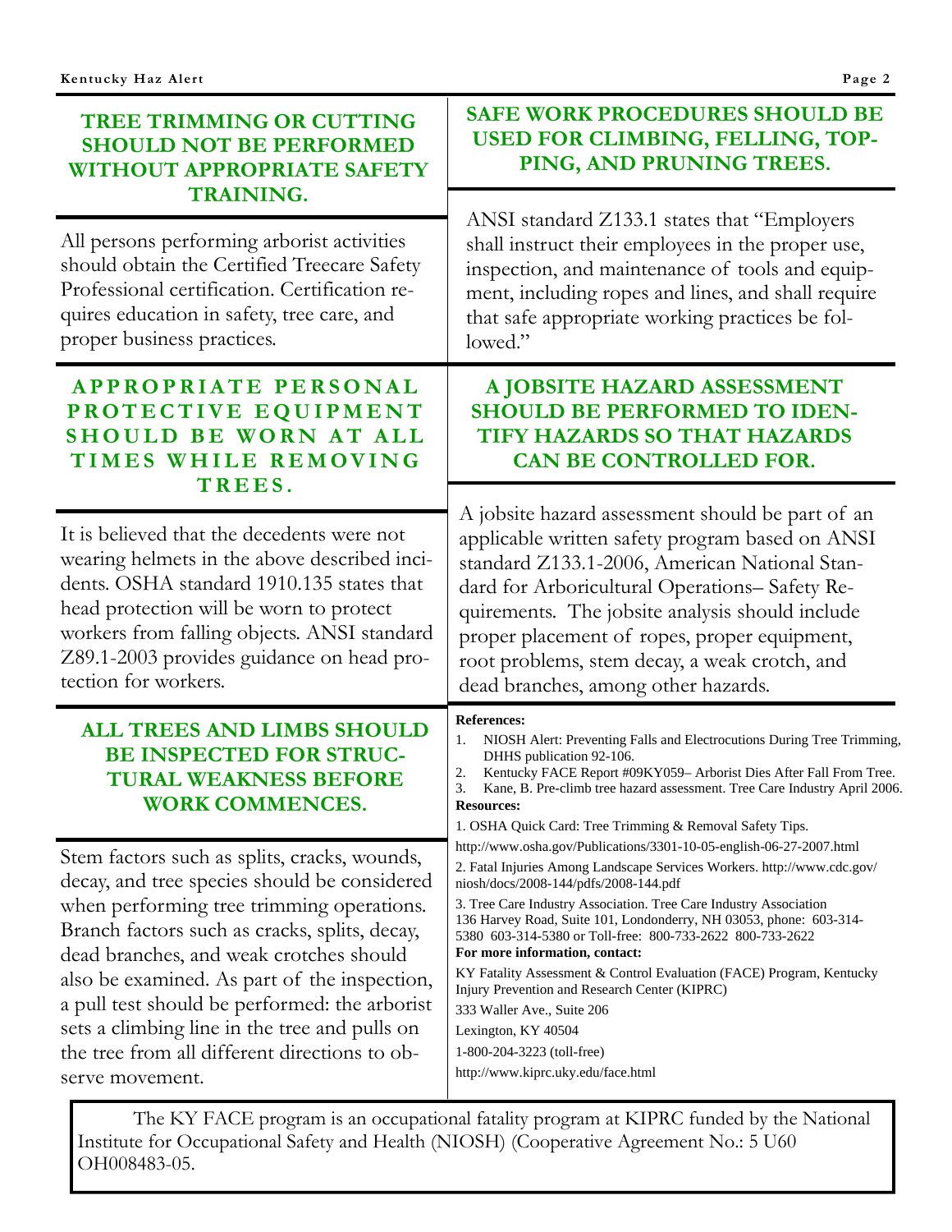## TREE TRIMMING OR CUTTING SHOULD NOT BE PERFORMED WITHOUT APPROPRIATE SAFETY TRAINING.

All persons performing arborist activities should obtain the Certified Treecare Safety Professional certification. Certification requires education in safety, tree care, and proper business practices.

## APPROPRIATE PERSONAL PROTECTIVE EQUIPMENT SHOULD BE WORN AT ALL TIMES WHILE REMOVING TREES.

It is believed that the decedents were not wearing helmets in the above described incidents. OSHA standard 1910.135 states that head protection will be worn to protect workers from falling objects. ANSI standard Z89.1-2003 provides guidance on head protection for workers.

## ALL TREES AND LIMBS SHOULD BE INSPECTED FOR STRUCTURAL WEAKNESS BEFORE WORK COMMENCES.

Stem factors such as splits, cracks, wounds, decay, and tree species should be considered when performing tree trimming operations. Branch factors such as cracks, splits, decay, dead branches, and weak crotches should also be examined. As part of the inspection, a pull test should be performed: the arborist sets a climbing line in the tree and pulls on the tree from all different directions to observe movement.

## SAFE WORK PROCEDURES SHOULD BE USED FOR CLIMBING, FELLING, TOPPING, AND PRUNING TREES.

ANSI standard Z133.1 states that "Employers shall instruct their employees in the proper use, inspection, and maintenance of tools and equipment, including ropes and lines, and shall require that safe appropriate working practices be followed."

## A JOBSITE HAZARD ASSESSMENT SHOULD BE PERFORMED TO IDENTIFY HAZARDS SO THAT HAZARDS CAN BE CONTROLLED FOR.

A jobsite hazard assessment should be part of an applicable written safety program based on ANSI standard Z133.1-2006, American National Standard for Arboricultural Operations– Safety Requirements. The jobsite analysis should include proper placement of ropes, proper equipment, root problems, stem decay, a weak crotch, and dead branches, among other hazards.

**References:**

1. NIOSH Alert: Preventing Falls and Electrocutions During Tree Trimming, DHHS publication 92-106.
2. Kentucky FACE Report #09KY059– Arborist Dies After Fall From Tree.
3. Kane, B. Pre-climb tree hazard assessment. Tree Care Industry April 2006.

**Resources:**

1. OSHA Quick Card: Tree Trimming & Removal Safety Tips. http://www.osha.gov/Publications/3301-10-05-english-06-27-2007.html

2. Fatal Injuries Among Landscape Services Workers. http://www.cdc.gov/niosh/docs/2008-144/pdfs/2008-144.pdf

3. Tree Care Industry Association. Tree Care Industry Association 136 Harvey Road, Suite 101, Londonderry, NH 03053, phone: 603-314-5380 603-314-5380 or Toll-free: 800-733-2622 800-733-2622

**For more information, contact:**

KY Fatality Assessment & Control Evaluation (FACE) Program, Kentucky Injury Prevention and Research Center (KIPRC)

333 Waller Ave., Suite 206

Lexington, KY 40504

1-800-204-3223 (toll-free)

http://www.kiprc.uky.edu/face.html

The KY FACE program is an occupational fatality program at KIPRC funded by the National Institute for Occupational Safety and Health (NIOSH) (Cooperative Agreement No.: 5 U60 OH008483-05.